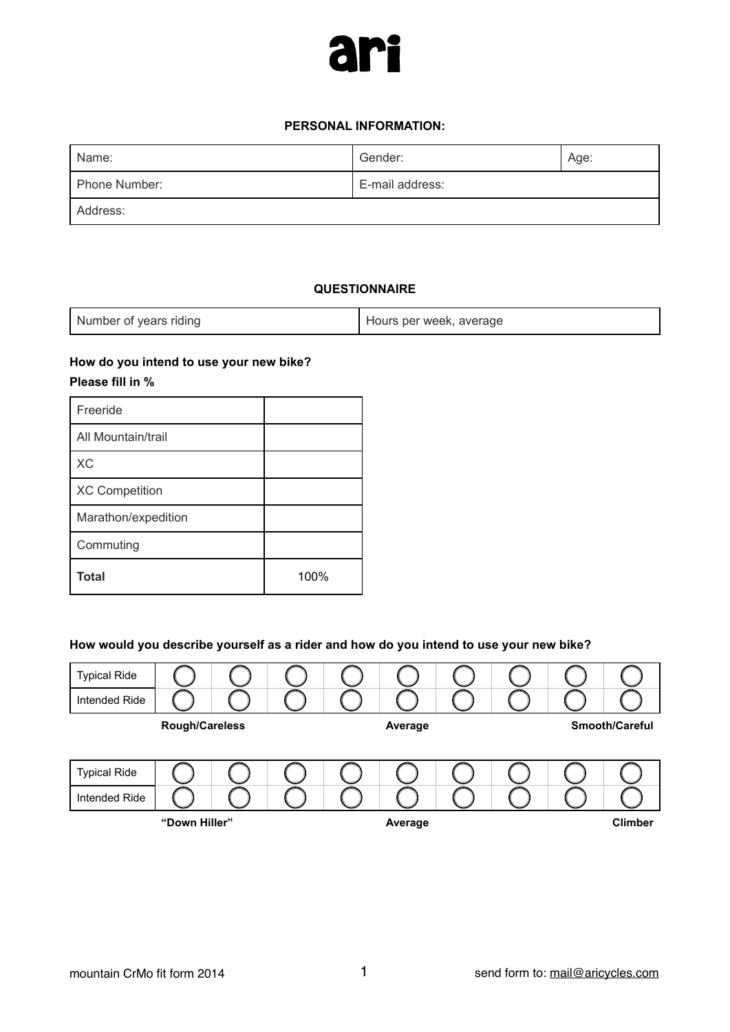# ari

## PERSONAL INFORMATION:

| Name: | Gender: | Age: |
|---|---|---|
| Phone Number: | E-mail address: | |
| Address: | | |

## QUESTIONNAIRE

| Number of years riding | Hours per week, average |
|---|---|

**How do you intend to use your new bike?**

**Please fill in %**

| | |
|---|---|
| Freeride | |
| All Mountain/trail | |
| XC | |
| XC Competition | |
| Marathon/expedition | |
| Commuting | |
| **Total** | 100% |

**How would you describe yourself as a rider and how do you intend to use your new bike?**

| | | | | | | | | | |
|---|---|---|---|---|---|---|---|---|---|
| Typical Ride | ◯ | ◯ | ◯ | ◯ | ◯ | ◯ | ◯ | ◯ | ◯ |
| Intended Ride | ◯ | ◯ | ◯ | ◯ | ◯ | ◯ | ◯ | ◯ | ◯ |
| | **Rough/Careless** | | | | **Average** | | | | **Smooth/Careful** |

| | | | | | | | | | |
|---|---|---|---|---|---|---|---|---|---|
| Typical Ride | ◯ | ◯ | ◯ | ◯ | ◯ | ◯ | ◯ | ◯ | ◯ |
| Intended Ride | ◯ | ◯ | ◯ | ◯ | ◯ | ◯ | ◯ | ◯ | ◯ |
| | **“Down Hiller”** | | | | **Average** | | | | **Climber** |

mountain CrMo fit form 2014 send form to: mail@aricycles.com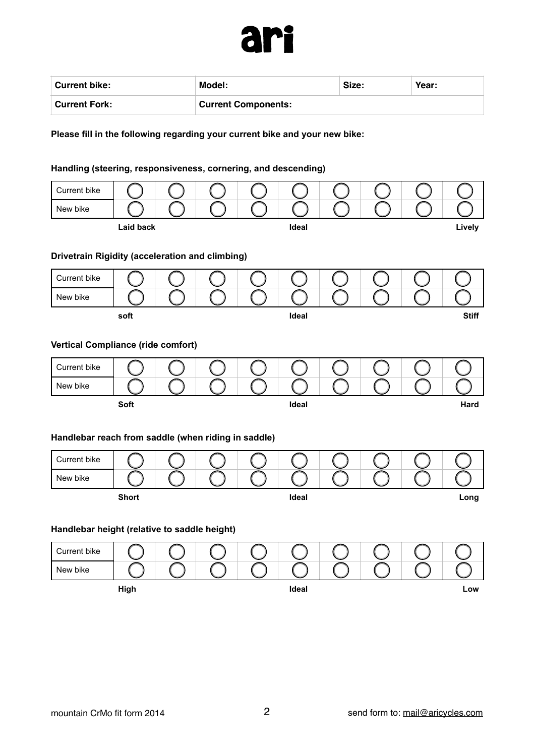# ari

| Current bike: | Model: | Size: | Year: |
|---|---|---|---|
| Current Fork: | Current Components: | | |

**Please fill in the following regarding your current bike and your new bike:**

**Handling (steering, responsiveness, cornering, and descending)**

| | | | | | | | | | |
|---|---|---|---|---|---|---|---|---|---|
| Current bike | ◯ | ◯ | ◯ | ◯ | ◯ | ◯ | ◯ | ◯ | ◯ |
| New bike | ◯ | ◯ | ◯ | ◯ | ◯ | ◯ | ◯ | ◯ | ◯ |
| | **Laid back** | | | | **Ideal** | | | | **Lively** |

**Drivetrain Rigidity (acceleration and climbing)**

| | | | | | | | | | |
|---|---|---|---|---|---|---|---|---|---|
| Current bike | ◯ | ◯ | ◯ | ◯ | ◯ | ◯ | ◯ | ◯ | ◯ |
| New bike | ◯ | ◯ | ◯ | ◯ | ◯ | ◯ | ◯ | ◯ | ◯ |
| | **soft** | | | | **Ideal** | | | | **Stiff** |

**Vertical Compliance (ride comfort)**

| | | | | | | | | | |
|---|---|---|---|---|---|---|---|---|---|
| Current bike | ◯ | ◯ | ◯ | ◯ | ◯ | ◯ | ◯ | ◯ | ◯ |
| New bike | ◯ | ◯ | ◯ | ◯ | ◯ | ◯ | ◯ | ◯ | ◯ |
| | **Soft** | | | | **Ideal** | | | | **Hard** |

**Handlebar reach from saddle (when riding in saddle)**

| | | | | | | | | | |
|---|---|---|---|---|---|---|---|---|---|
| Current bike | ◯ | ◯ | ◯ | ◯ | ◯ | ◯ | ◯ | ◯ | ◯ |
| New bike | ◯ | ◯ | ◯ | ◯ | ◯ | ◯ | ◯ | ◯ | ◯ |
| | **Short** | | | | **Ideal** | | | | **Long** |

**Handlebar height (relative to saddle height)**

| | | | | | | | | | |
|---|---|---|---|---|---|---|---|---|---|
| Current bike | ◯ | ◯ | ◯ | ◯ | ◯ | ◯ | ◯ | ◯ | ◯ |
| New bike | ◯ | ◯ | ◯ | ◯ | ◯ | ◯ | ◯ | ◯ | ◯ |
| | **High** | | | | **Ideal** | | | | **Low** |

mountain CrMo fit form 2014

send form to: mail@aricycles.com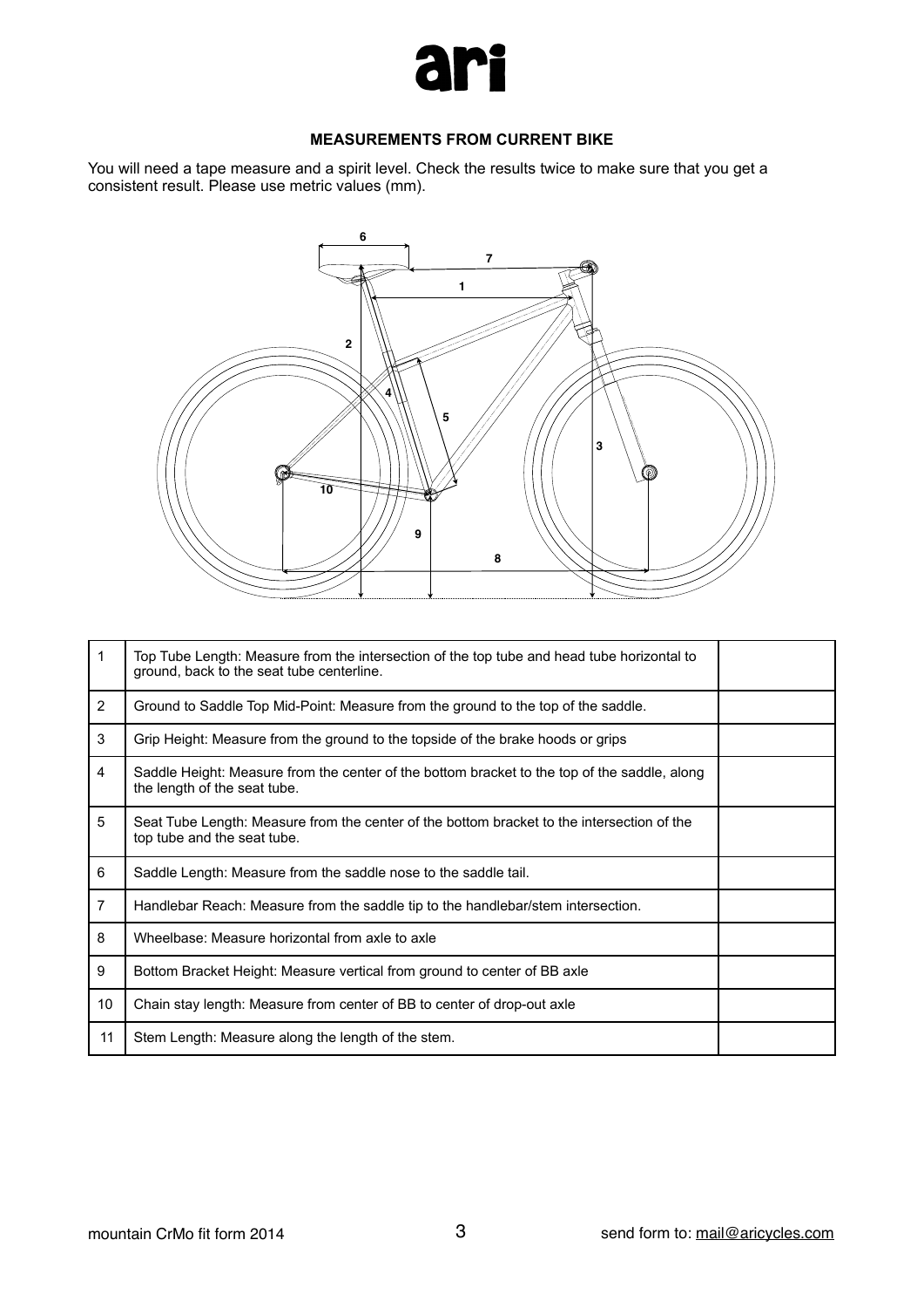# ari

**MEASUREMENTS FROM CURRENT BIKE**

You will need a tape measure and a spirit level. Check the results twice to make sure that you get a consistent result. Please use metric values (mm).

| | | |
|---|---|---|
| 1 | Top Tube Length: Measure from the intersection of the top tube and head tube horizontal to ground, back to the seat tube centerline. | |
| 2 | Ground to Saddle Top Mid-Point: Measure from the ground to the top of the saddle. | |
| 3 | Grip Height: Measure from the ground to the topside of the brake hoods or grips | |
| 4 | Saddle Height: Measure from the center of the bottom bracket to the top of the saddle, along the length of the seat tube. | |
| 5 | Seat Tube Length: Measure from the center of the bottom bracket to the intersection of the top tube and the seat tube. | |
| 6 | Saddle Length: Measure from the saddle nose to the saddle tail. | |
| 7 | Handlebar Reach: Measure from the saddle tip to the handlebar/stem intersection. | |
| 8 | Wheelbase: Measure horizontal from axle to axle | |
| 9 | Bottom Bracket Height: Measure vertical from ground to center of BB axle | |
| 10 | Chain stay length: Measure from center of BB to center of drop-out axle | |
| 11 | Stem Length: Measure along the length of the stem. | |

mountain CrMo fit form 2014 send form to: mail@aricycles.com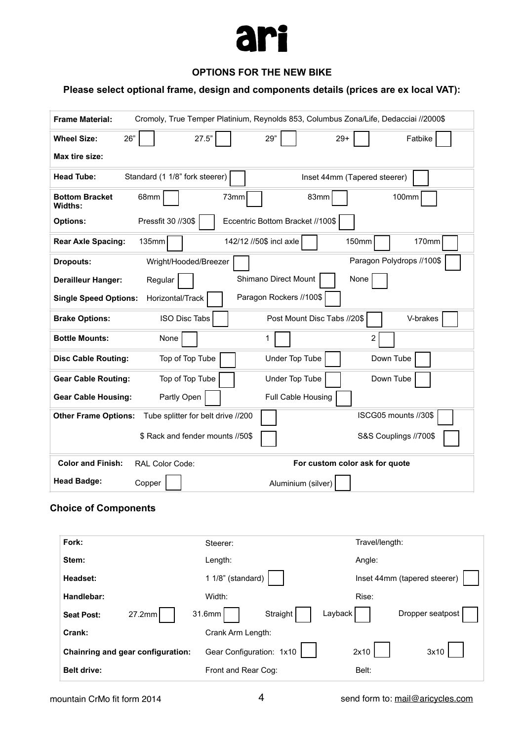# ari

**OPTIONS FOR THE NEW BIKE**

**Please select optional frame, design and components details (prices are ex local VAT):**

| | | | | | |
|---|---|---|---|---|---|
| **Frame Material:** | Cromoly, True Temper Platinium, Reynolds 853, Columbus Zona/Life, Dedacciai //2000$ | | | | |
| **Wheel Size:** | 26" ☐ | 27.5" ☐ | 29" ☐ | 29+ ☐ | Fatbike ☐ |
| **Max tire size:** | | | | | |
| **Head Tube:** | Standard (1 1/8" fork steerer) ☐ | | Inset 44mm (Tapered steerer) ☐ | | |
| **Bottom Bracket Widths:** | 68mm ☐ | 73mm ☐ | 83mm ☐ | 100mm ☐ | |
| **Options:** | Pressfit 30 //30$ ☐ | Eccentric Bottom Bracket //100$ ☐ | | | |
| **Rear Axle Spacing:** | 135mm ☐ | 142/12 //50$ incl axle ☐ | 150mm ☐ | 170mm ☐ | |
| **Dropouts:** | Wright/Hooded/Breezer ☐ | | Paragon Polydrops //100$ ☐ | | |
| **Derailleur Hanger:** | Regular ☐ | Shimano Direct Mount ☐ | None ☐ | | |
| **Single Speed Options:** | Horizontal/Track ☐ | Paragon Rockers //100$ ☐ | | | |
| **Brake Options:** | ISO Disc Tabs ☐ | Post Mount Disc Tabs //20$ ☐ | V-brakes ☐ | | |
| **Bottle Mounts:** | None ☐ | 1 ☐ | 2 ☐ | | |
| **Disc Cable Routing:** | Top of Top Tube ☐ | Under Top Tube ☐ | Down Tube ☐ | | |
| **Gear Cable Routing:** | Top of Top Tube ☐ | Under Top Tube ☐ | Down Tube ☐ | | |
| **Gear Cable Housing:** | Partly Open ☐ | Full Cable Housing ☐ | | | |
| **Other Frame Options:** | Tube splitter for belt drive //200 ☐ | | ISCG05 mounts //30$ ☐ | | |
| | $ Rack and fender mounts //50$ ☐ | | S&S Couplings //700$ ☐ | | |
| **Color and Finish:** | RAL Color Code: | | **For custom color ask for quote** | | |
| **Head Badge:** | Copper ☐ | Aluminium (silver) ☐ | | | |

## Choice of Components

| | | | | |
|---|---|---|---|---|
| **Fork:** | Steerer: | | Travel/length: | |
| **Stem:** | Length: | | Angle: | |
| **Headset:** | 1 1/8" (standard) ☐ | | Inset 44mm (tapered steerer) ☐ | |
| **Handlebar:** | Width: | | Rise: | |
| **Seat Post:** 27.2mm ☐ | 31.6mm ☐ | Straight ☐ | Layback ☐ | Dropper seatpost ☐ |
| **Crank:** | Crank Arm Length: | | | |
| **Chainring and gear configuration:** | Gear Configuration: 1x10 ☐ | | 2x10 ☐ | 3x10 ☐ |
| **Belt drive:** | Front and Rear Cog: | | Belt: | |

mountain CrMo fit form 2014

send form to: mail@aricycles.com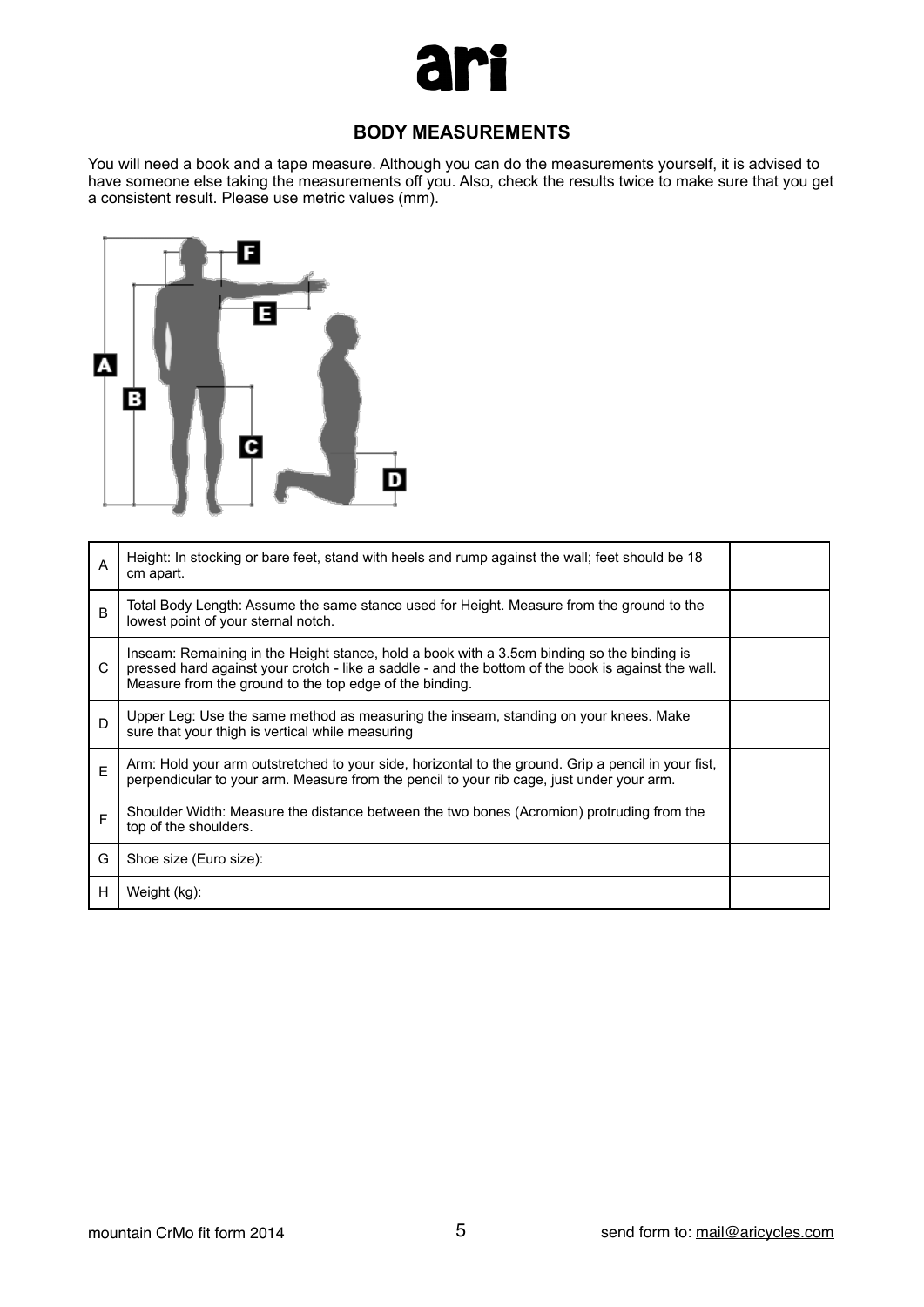ari

## BODY MEASUREMENTS

You will need a book and a tape measure. Although you can do the measurements yourself, it is advised to have someone else taking the measurements off you. Also, check the results twice to make sure that you get a consistent result. Please use metric values (mm).

A
B
C
D
E
F

| | | |
|---|---|---|
| A | Height: In stocking or bare feet, stand with heels and rump against the wall; feet should be 18 cm apart. | |
| B | Total Body Length: Assume the same stance used for Height. Measure from the ground to the lowest point of your sternal notch. | |
| C | Inseam: Remaining in the Height stance, hold a book with a 3.5cm binding so the binding is pressed hard against your crotch - like a saddle - and the bottom of the book is against the wall. Measure from the ground to the top edge of the binding. | |
| D | Upper Leg: Use the same method as measuring the inseam, standing on your knees. Make sure that your thigh is vertical while measuring | |
| E | Arm: Hold your arm outstretched to your side, horizontal to the ground. Grip a pencil in your fist, perpendicular to your arm. Measure from the pencil to your rib cage, just under your arm. | |
| F | Shoulder Width: Measure the distance between the two bones (Acromion) protruding from the top of the shoulders. | |
| G | Shoe size (Euro size): | |
| H | Weight (kg): | |

mountain CrMo fit form 2014

send form to: mail@aricycles.com